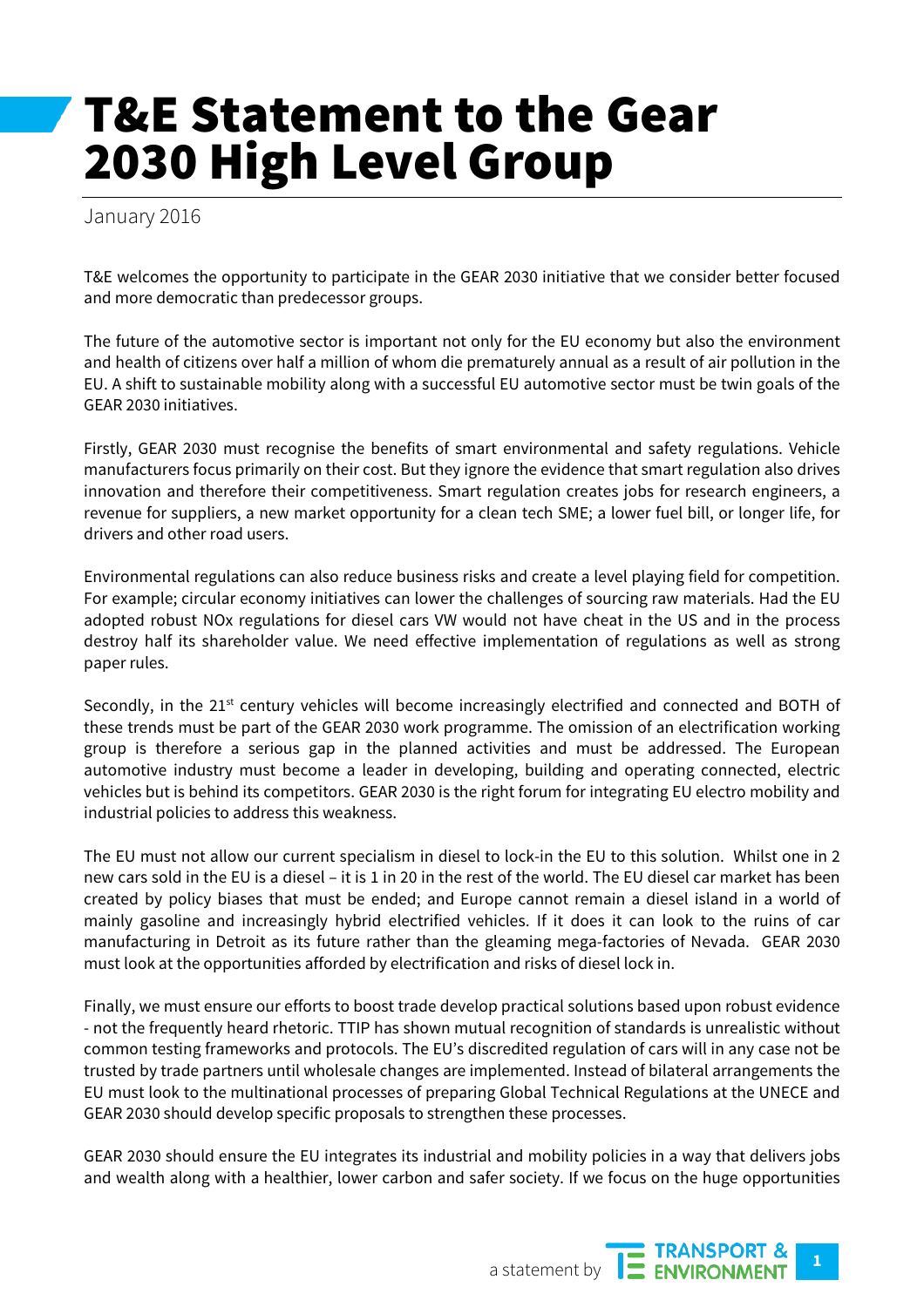# T&E Statement to the Gear 2030 High Level Group

January 2016

T&E welcomes the opportunity to participate in the GEAR 2030 initiative that we consider better focused and more democratic than predecessor groups.

The future of the automotive sector is important not only for the EU economy but also the environment and health of citizens over half a million of whom die prematurely annual as a result of air pollution in the EU. A shift to sustainable mobility along with a successful EU automotive sector must be twin goals of the GEAR 2030 initiatives.

Firstly, GEAR 2030 must recognise the benefits of smart environmental and safety regulations. Vehicle manufacturers focus primarily on their cost. But they ignore the evidence that smart regulation also drives innovation and therefore their competitiveness. Smart regulation creates jobs for research engineers, a revenue for suppliers, a new market opportunity for a clean tech SME; a lower fuel bill, or longer life, for drivers and other road users.

Environmental regulations can also reduce business risks and create a level playing field for competition. For example; circular economy initiatives can lower the challenges of sourcing raw materials. Had the EU adopted robust NOx regulations for diesel cars VW would not have cheat in the US and in the process destroy half its shareholder value. We need effective implementation of regulations as well as strong paper rules.

Secondly, in the 21st century vehicles will become increasingly electrified and connected and BOTH of these trends must be part of the GEAR 2030 work programme. The omission of an electrification working group is therefore a serious gap in the planned activities and must be addressed. The European automotive industry must become a leader in developing, building and operating connected, electric vehicles but is behind its competitors. GEAR 2030 is the right forum for integrating EU electro mobility and industrial policies to address this weakness.

The EU must not allow our current specialism in diesel to lock-in the EU to this solution. Whilst one in 2 new cars sold in the EU is a diesel – it is 1 in 20 in the rest of the world. The EU diesel car market has been created by policy biases that must be ended; and Europe cannot remain a diesel island in a world of mainly gasoline and increasingly hybrid electrified vehicles. If it does it can look to the ruins of car manufacturing in Detroit as its future rather than the gleaming mega-factories of Nevada. GEAR 2030 must look at the opportunities afforded by electrification and risks of diesel lock in.

Finally, we must ensure our efforts to boost trade develop practical solutions based upon robust evidence - not the frequently heard rhetoric. TTIP has shown mutual recognition of standards is unrealistic without common testing frameworks and protocols. The EU's discredited regulation of cars will in any case not be trusted by trade partners until wholesale changes are implemented. Instead of bilateral arrangements the EU must look to the multinational processes of preparing Global Technical Regulations at the UNECE and GEAR 2030 should develop specific proposals to strengthen these processes.

GEAR 2030 should ensure the EU integrates its industrial and mobility policies in a way that delivers jobs and wealth along with a healthier, lower carbon and safer society. If we focus on the huge opportunities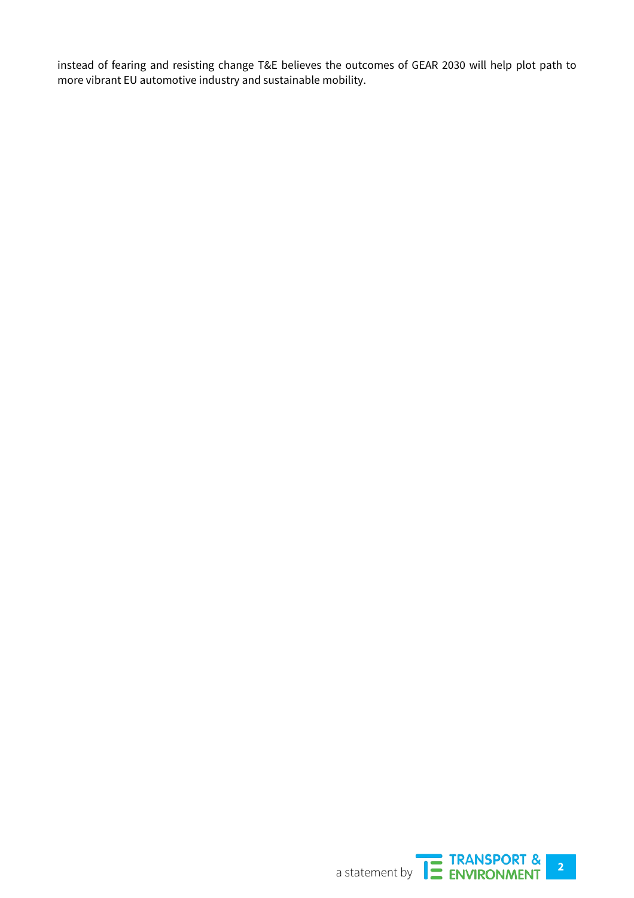instead of fearing and resisting change T&E believes the outcomes of GEAR 2030 will help plot path to more vibrant EU automotive industry and sustainable mobility.